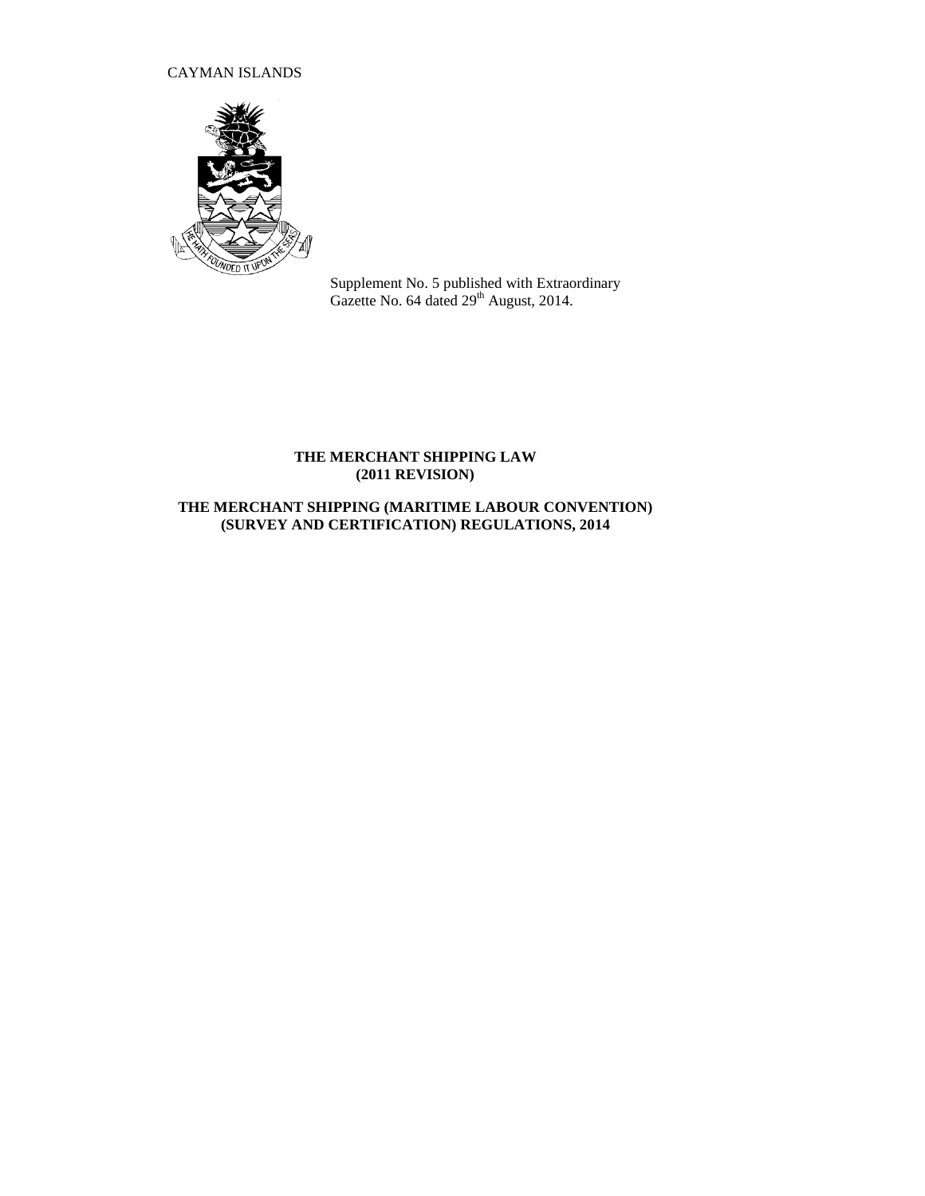CAYMAN ISLANDS

Supplement No. 5 published with Extraordinary Gazette No. 64 dated 29th August, 2014.

# THE MERCHANT SHIPPING LAW (2011 REVISION)

# THE MERCHANT SHIPPING (MARITIME LABOUR CONVENTION) (SURVEY AND CERTIFICATION) REGULATIONS, 2014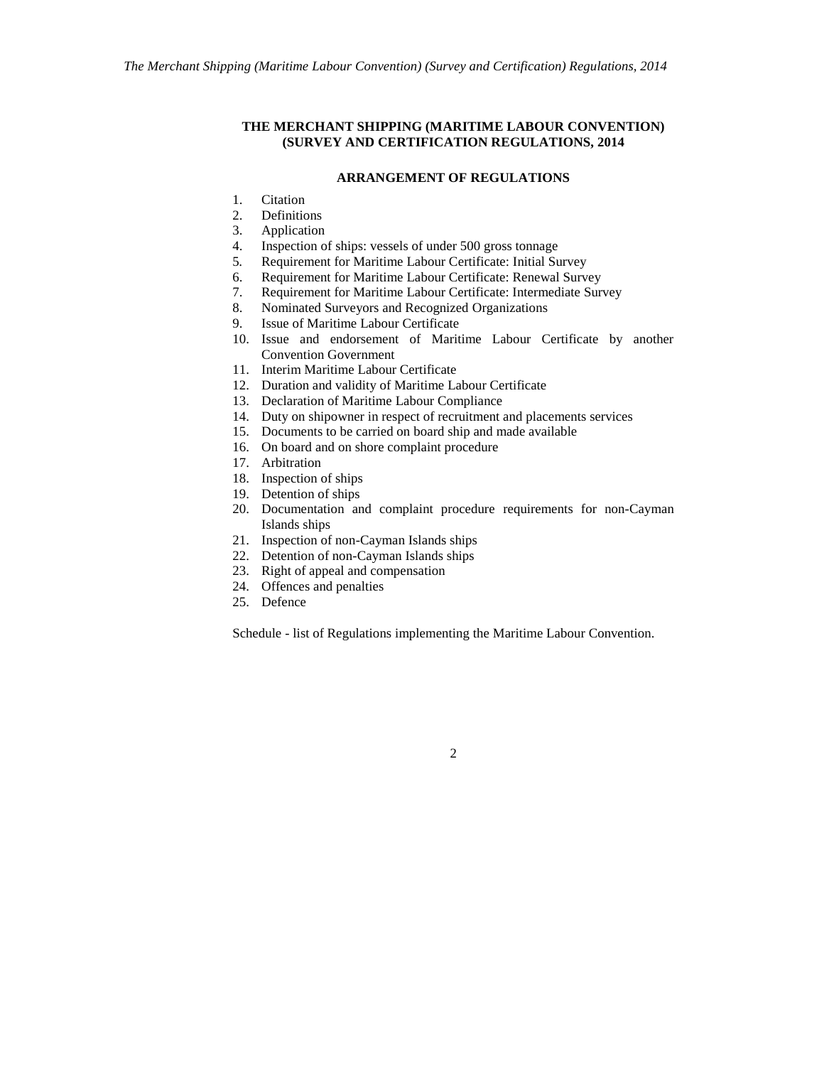## THE MERCHANT SHIPPING (MARITIME LABOUR CONVENTION) (SURVEY AND CERTIFICATION REGULATIONS, 2014

### ARRANGEMENT OF REGULATIONS

1. Citation
2. Definitions
3. Application
4. Inspection of ships: vessels of under 500 gross tonnage
5. Requirement for Maritime Labour Certificate: Initial Survey
6. Requirement for Maritime Labour Certificate: Renewal Survey
7. Requirement for Maritime Labour Certificate: Intermediate Survey
8. Nominated Surveyors and Recognized Organizations
9. Issue of Maritime Labour Certificate
10. Issue and endorsement of Maritime Labour Certificate by another Convention Government
11. Interim Maritime Labour Certificate
12. Duration and validity of Maritime Labour Certificate
13. Declaration of Maritime Labour Compliance
14. Duty on shipowner in respect of recruitment and placements services
15. Documents to be carried on board ship and made available
16. On board and on shore complaint procedure
17. Arbitration
18. Inspection of ships
19. Detention of ships
20. Documentation and complaint procedure requirements for non-Cayman Islands ships
21. Inspection of non-Cayman Islands ships
22. Detention of non-Cayman Islands ships
23. Right of appeal and compensation
24. Offences and penalties
25. Defence

Schedule - list of Regulations implementing the Maritime Labour Convention.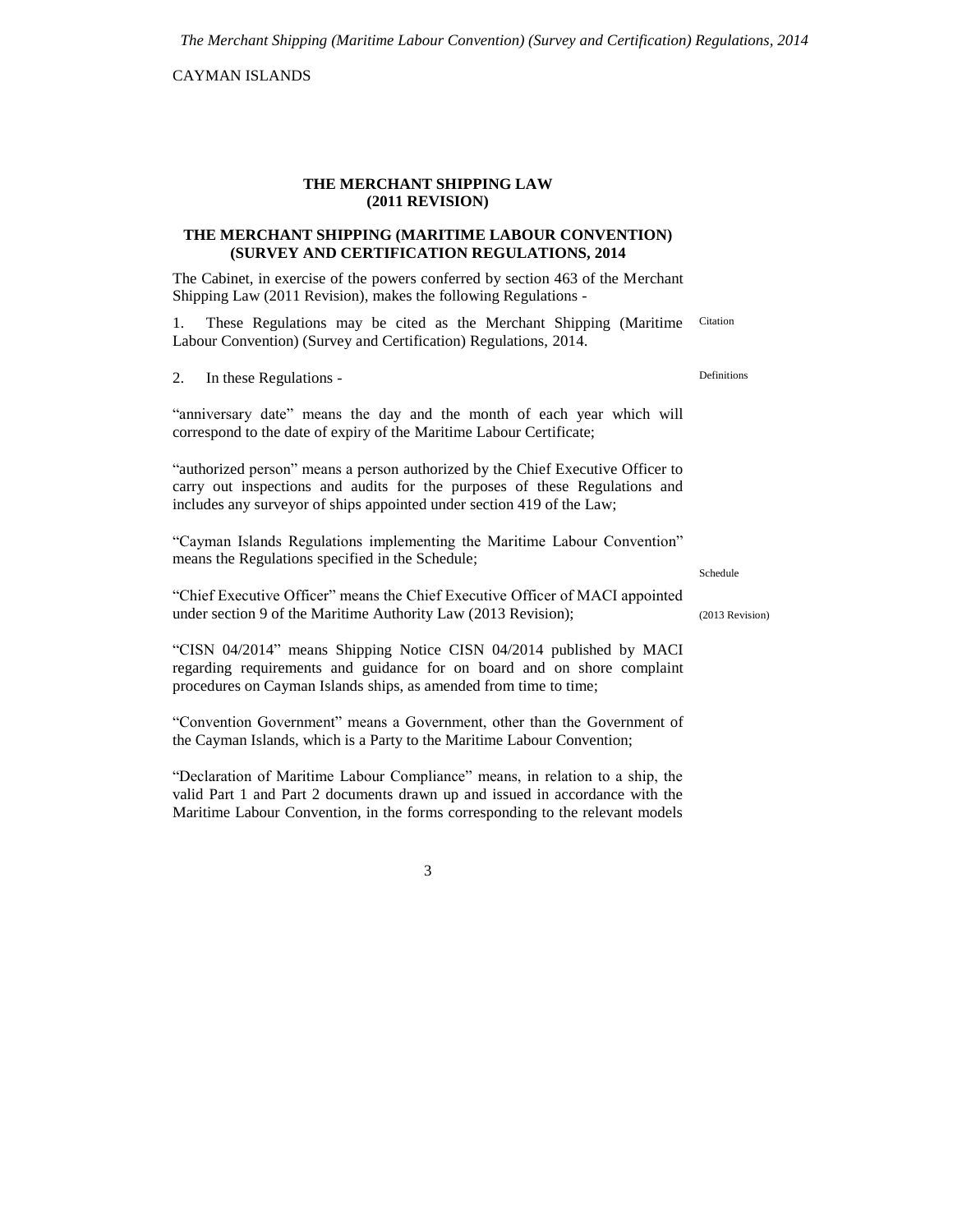CAYMAN ISLANDS

## THE MERCHANT SHIPPING LAW (2011 REVISION)

## THE MERCHANT SHIPPING (MARITIME LABOUR CONVENTION) (SURVEY AND CERTIFICATION REGULATIONS, 2014

The Cabinet, in exercise of the powers conferred by section 463 of the Merchant Shipping Law (2011 Revision), makes the following Regulations -

Citation

1. These Regulations may be cited as the Merchant Shipping (Maritime Labour Convention) (Survey and Certification) Regulations, 2014.

Definitions

2. In these Regulations -

"anniversary date" means the day and the month of each year which will correspond to the date of expiry of the Maritime Labour Certificate;

"authorized person" means a person authorized by the Chief Executive Officer to carry out inspections and audits for the purposes of these Regulations and includes any surveyor of ships appointed under section 419 of the Law;

"Cayman Islands Regulations implementing the Maritime Labour Convention" means the Regulations specified in the Schedule;

Schedule

"Chief Executive Officer" means the Chief Executive Officer of MACI appointed under section 9 of the Maritime Authority Law (2013 Revision);

(2013 Revision)

"CISN 04/2014" means Shipping Notice CISN 04/2014 published by MACI regarding requirements and guidance for on board and on shore complaint procedures on Cayman Islands ships, as amended from time to time;

"Convention Government" means a Government, other than the Government of the Cayman Islands, which is a Party to the Maritime Labour Convention;

"Declaration of Maritime Labour Compliance" means, in relation to a ship, the valid Part 1 and Part 2 documents drawn up and issued in accordance with the Maritime Labour Convention, in the forms corresponding to the relevant models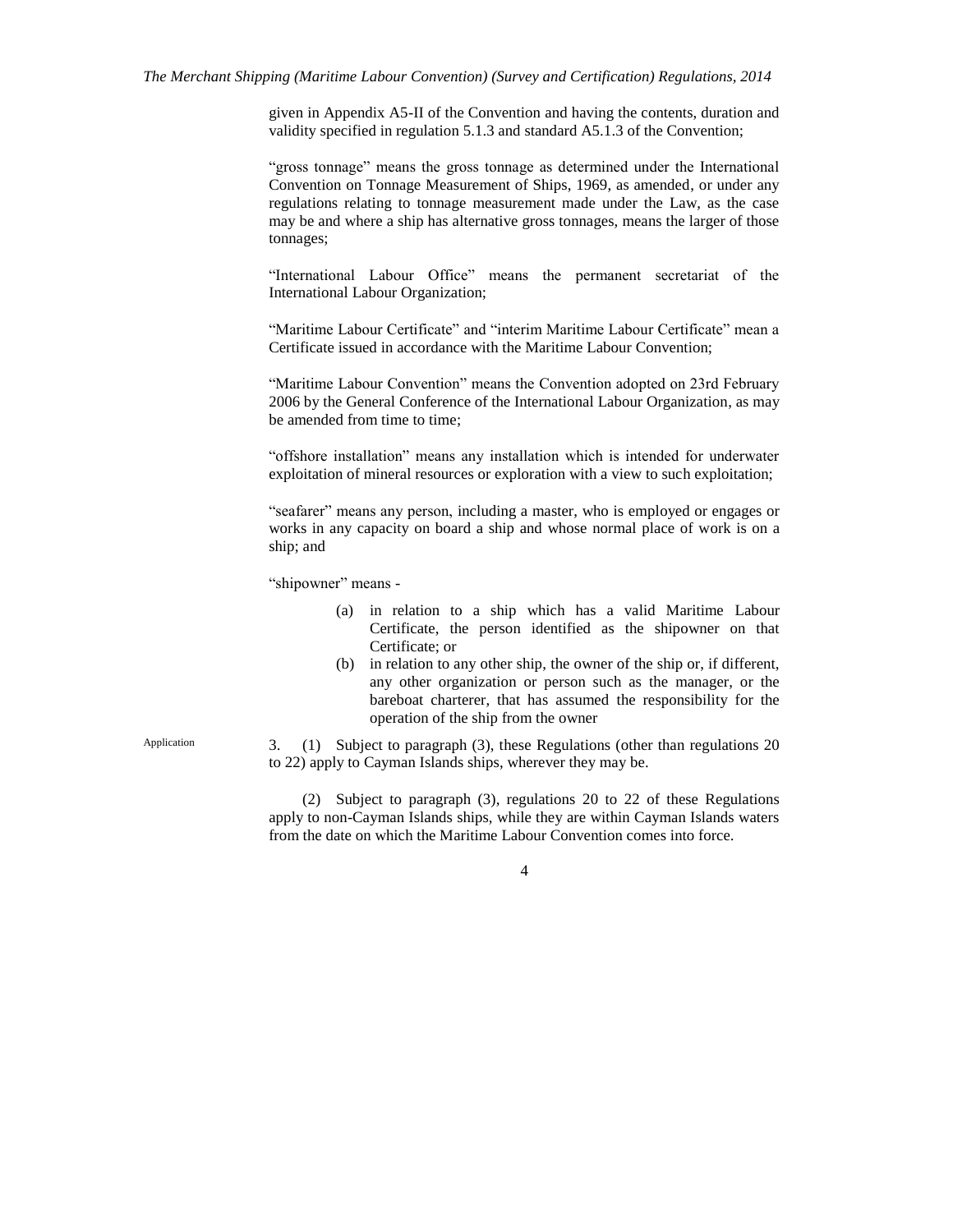given in Appendix A5-II of the Convention and having the contents, duration and validity specified in regulation 5.1.3 and standard A5.1.3 of the Convention;

"gross tonnage" means the gross tonnage as determined under the International Convention on Tonnage Measurement of Ships, 1969, as amended, or under any regulations relating to tonnage measurement made under the Law, as the case may be and where a ship has alternative gross tonnages, means the larger of those tonnages;

"International Labour Office" means the permanent secretariat of the International Labour Organization;

"Maritime Labour Certificate" and "interim Maritime Labour Certificate" mean a Certificate issued in accordance with the Maritime Labour Convention;

"Maritime Labour Convention" means the Convention adopted on 23rd February 2006 by the General Conference of the International Labour Organization, as may be amended from time to time;

"offshore installation" means any installation which is intended for underwater exploitation of mineral resources or exploration with a view to such exploitation;

"seafarer" means any person, including a master, who is employed or engages or works in any capacity on board a ship and whose normal place of work is on a ship; and

"shipowner" means -

(a) in relation to a ship which has a valid Maritime Labour Certificate, the person identified as the shipowner on that Certificate; or

(b) in relation to any other ship, the owner of the ship or, if different, any other organization or person such as the manager, or the bareboat charterer, that has assumed the responsibility for the operation of the ship from the owner

Application

3. (1) Subject to paragraph (3), these Regulations (other than regulations 20 to 22) apply to Cayman Islands ships, wherever they may be.

(2) Subject to paragraph (3), regulations 20 to 22 of these Regulations apply to non-Cayman Islands ships, while they are within Cayman Islands waters from the date on which the Maritime Labour Convention comes into force.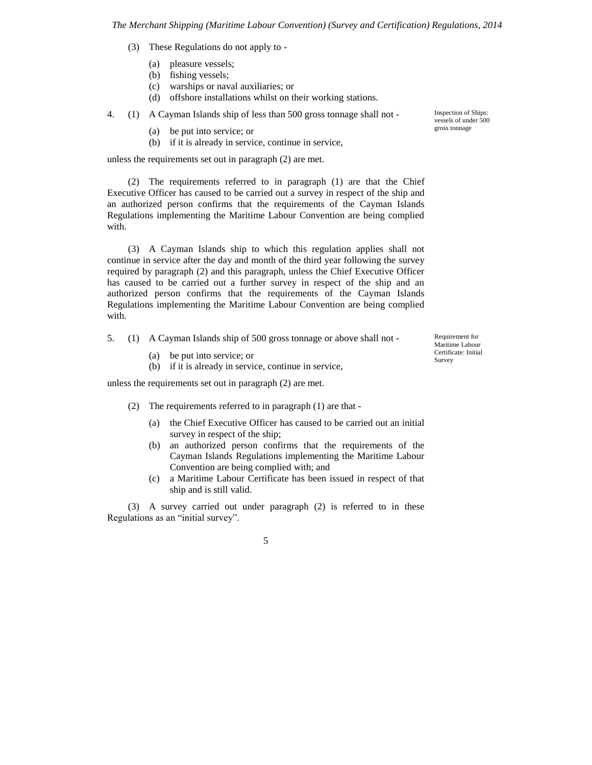(3) These Regulations do not apply to -

- (a) pleasure vessels;
- (b) fishing vessels;
- (c) warships or naval auxiliaries; or
- (d) offshore installations whilst on their working stations.

*Inspection of Ships: vessels of under 500 gross tonnage*

4. (1) A Cayman Islands ship of less than 500 gross tonnage shall not -

- (a) be put into service; or
- (b) if it is already in service, continue in service,

unless the requirements set out in paragraph (2) are met.

(2) The requirements referred to in paragraph (1) are that the Chief Executive Officer has caused to be carried out a survey in respect of the ship and an authorized person confirms that the requirements of the Cayman Islands Regulations implementing the Maritime Labour Convention are being complied with.

(3) A Cayman Islands ship to which this regulation applies shall not continue in service after the day and month of the third year following the survey required by paragraph (2) and this paragraph, unless the Chief Executive Officer has caused to be carried out a further survey in respect of the ship and an authorized person confirms that the requirements of the Cayman Islands Regulations implementing the Maritime Labour Convention are being complied with.

*Requirement for Maritime Labour Certificate: Initial Survey*

5. (1) A Cayman Islands ship of 500 gross tonnage or above shall not -

- (a) be put into service; or
- (b) if it is already in service, continue in service,

unless the requirements set out in paragraph (2) are met.

(2) The requirements referred to in paragraph (1) are that -

- (a) the Chief Executive Officer has caused to be carried out an initial survey in respect of the ship;
- (b) an authorized person confirms that the requirements of the Cayman Islands Regulations implementing the Maritime Labour Convention are being complied with; and
- (c) a Maritime Labour Certificate has been issued in respect of that ship and is still valid.

(3) A survey carried out under paragraph (2) is referred to in these Regulations as an "initial survey".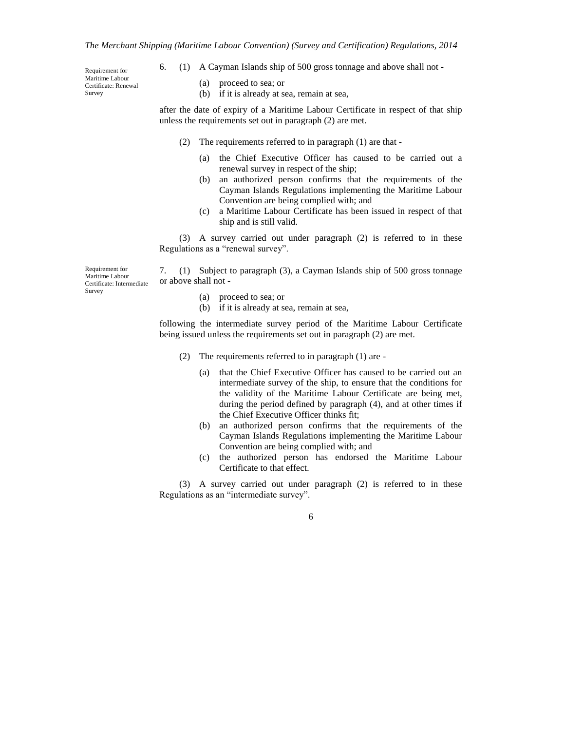Requirement for Maritime Labour Certificate: Renewal Survey

6. (1) A Cayman Islands ship of 500 gross tonnage and above shall not -

(a) proceed to sea; or
(b) if it is already at sea, remain at sea,

after the date of expiry of a Maritime Labour Certificate in respect of that ship unless the requirements set out in paragraph (2) are met.

(2) The requirements referred to in paragraph (1) are that -

(a) the Chief Executive Officer has caused to be carried out a renewal survey in respect of the ship;
(b) an authorized person confirms that the requirements of the Cayman Islands Regulations implementing the Maritime Labour Convention are being complied with; and
(c) a Maritime Labour Certificate has been issued in respect of that ship and is still valid.

(3) A survey carried out under paragraph (2) is referred to in these Regulations as a "renewal survey".

Requirement for Maritime Labour Certificate: Intermediate Survey

7. (1) Subject to paragraph (3), a Cayman Islands ship of 500 gross tonnage or above shall not -

(a) proceed to sea; or
(b) if it is already at sea, remain at sea,

following the intermediate survey period of the Maritime Labour Certificate being issued unless the requirements set out in paragraph (2) are met.

(2) The requirements referred to in paragraph (1) are -

(a) that the Chief Executive Officer has caused to be carried out an intermediate survey of the ship, to ensure that the conditions for the validity of the Maritime Labour Certificate are being met, during the period defined by paragraph (4), and at other times if the Chief Executive Officer thinks fit;
(b) an authorized person confirms that the requirements of the Cayman Islands Regulations implementing the Maritime Labour Convention are being complied with; and
(c) the authorized person has endorsed the Maritime Labour Certificate to that effect.

(3) A survey carried out under paragraph (2) is referred to in these Regulations as an "intermediate survey".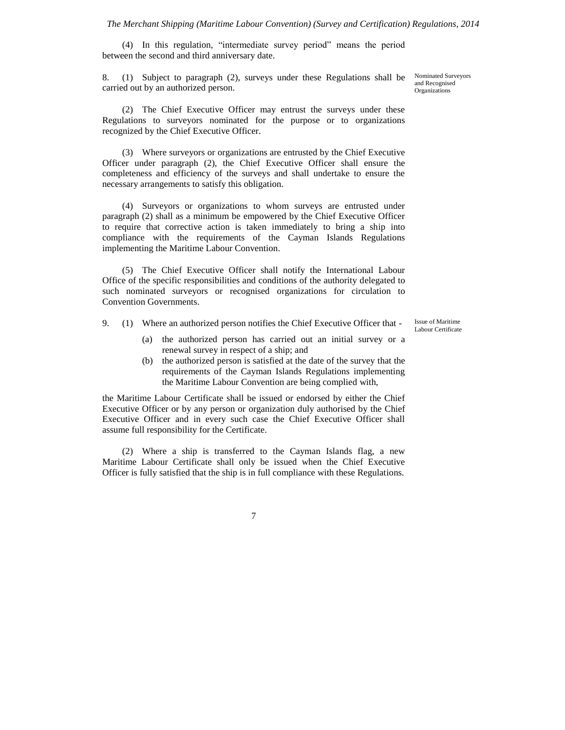(4) In this regulation, “intermediate survey period” means the period between the second and third anniversary date.

**Nominated Surveyors and Recognised Organizations**

8. (1) Subject to paragraph (2), surveys under these Regulations shall be carried out by an authorized person.

(2) The Chief Executive Officer may entrust the surveys under these Regulations to surveyors nominated for the purpose or to organizations recognized by the Chief Executive Officer.

(3) Where surveyors or organizations are entrusted by the Chief Executive Officer under paragraph (2), the Chief Executive Officer shall ensure the completeness and efficiency of the surveys and shall undertake to ensure the necessary arrangements to satisfy this obligation.

(4) Surveyors or organizations to whom surveys are entrusted under paragraph (2) shall as a minimum be empowered by the Chief Executive Officer to require that corrective action is taken immediately to bring a ship into compliance with the requirements of the Cayman Islands Regulations implementing the Maritime Labour Convention.

(5) The Chief Executive Officer shall notify the International Labour Office of the specific responsibilities and conditions of the authority delegated to such nominated surveyors or recognised organizations for circulation to Convention Governments.

**Issue of Maritime Labour Certificate**

9. (1) Where an authorized person notifies the Chief Executive Officer that -

(a) the authorized person has carried out an initial survey or a renewal survey in respect of a ship; and

(b) the authorized person is satisfied at the date of the survey that the requirements of the Cayman Islands Regulations implementing the Maritime Labour Convention are being complied with,

the Maritime Labour Certificate shall be issued or endorsed by either the Chief Executive Officer or by any person or organization duly authorised by the Chief Executive Officer and in every such case the Chief Executive Officer shall assume full responsibility for the Certificate.

(2) Where a ship is transferred to the Cayman Islands flag, a new Maritime Labour Certificate shall only be issued when the Chief Executive Officer is fully satisfied that the ship is in full compliance with these Regulations.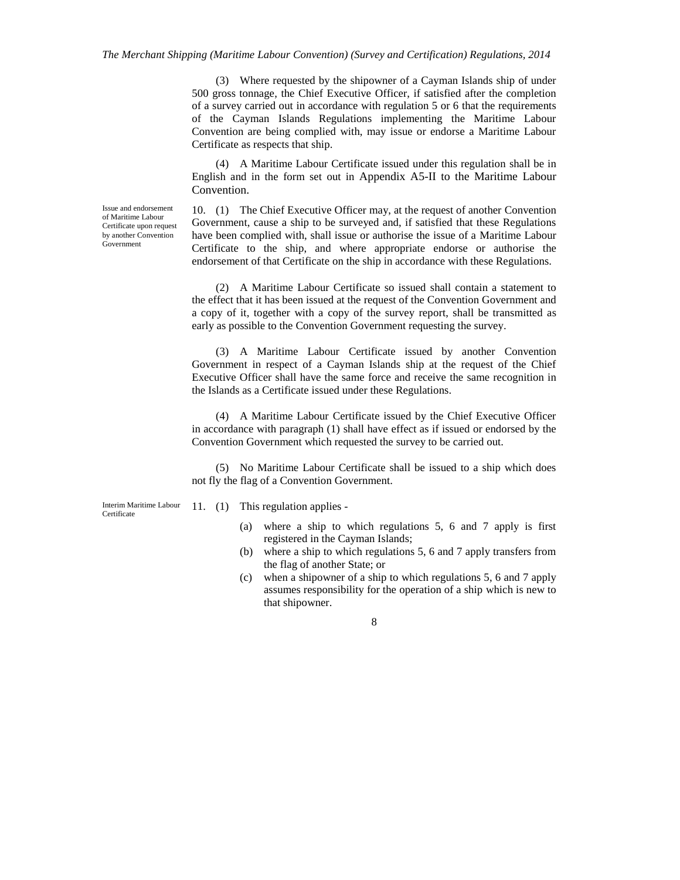(3) Where requested by the shipowner of a Cayman Islands ship of under 500 gross tonnage, the Chief Executive Officer, if satisfied after the completion of a survey carried out in accordance with regulation 5 or 6 that the requirements of the Cayman Islands Regulations implementing the Maritime Labour Convention are being complied with, may issue or endorse a Maritime Labour Certificate as respects that ship.

(4) A Maritime Labour Certificate issued under this regulation shall be in English and in the form set out in Appendix A5-II to the Maritime Labour Convention.

*Issue and endorsement of Maritime Labour Certificate upon request by another Convention Government*

10. (1) The Chief Executive Officer may, at the request of another Convention Government, cause a ship to be surveyed and, if satisfied that these Regulations have been complied with, shall issue or authorise the issue of a Maritime Labour Certificate to the ship, and where appropriate endorse or authorise the endorsement of that Certificate on the ship in accordance with these Regulations.

(2) A Maritime Labour Certificate so issued shall contain a statement to the effect that it has been issued at the request of the Convention Government and a copy of it, together with a copy of the survey report, shall be transmitted as early as possible to the Convention Government requesting the survey.

(3) A Maritime Labour Certificate issued by another Convention Government in respect of a Cayman Islands ship at the request of the Chief Executive Officer shall have the same force and receive the same recognition in the Islands as a Certificate issued under these Regulations.

(4) A Maritime Labour Certificate issued by the Chief Executive Officer in accordance with paragraph (1) shall have effect as if issued or endorsed by the Convention Government which requested the survey to be carried out.

(5) No Maritime Labour Certificate shall be issued to a ship which does not fly the flag of a Convention Government.

*Interim Maritime Labour Certificate*

11. (1) This regulation applies -

(a) where a ship to which regulations 5, 6 and 7 apply is first registered in the Cayman Islands;

(b) where a ship to which regulations 5, 6 and 7 apply transfers from the flag of another State; or

(c) when a shipowner of a ship to which regulations 5, 6 and 7 apply assumes responsibility for the operation of a ship which is new to that shipowner.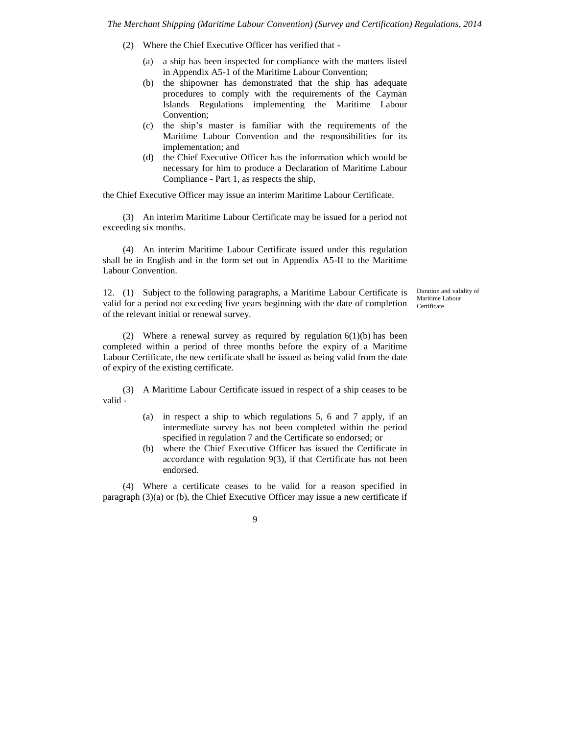(2) Where the Chief Executive Officer has verified that -

(a) a ship has been inspected for compliance with the matters listed in Appendix A5-1 of the Maritime Labour Convention;

(b) the shipowner has demonstrated that the ship has adequate procedures to comply with the requirements of the Cayman Islands Regulations implementing the Maritime Labour Convention;

(c) the ship's master is familiar with the requirements of the Maritime Labour Convention and the responsibilities for its implementation; and

(d) the Chief Executive Officer has the information which would be necessary for him to produce a Declaration of Maritime Labour Compliance - Part 1, as respects the ship,

the Chief Executive Officer may issue an interim Maritime Labour Certificate.

(3) An interim Maritime Labour Certificate may be issued for a period not exceeding six months.

(4) An interim Maritime Labour Certificate issued under this regulation shall be in English and in the form set out in Appendix A5-II to the Maritime Labour Convention.

*Duration and validity of Maritime Labour Certificate*

12. (1) Subject to the following paragraphs, a Maritime Labour Certificate is valid for a period not exceeding five years beginning with the date of completion of the relevant initial or renewal survey.

(2) Where a renewal survey as required by regulation 6(1)(b) has been completed within a period of three months before the expiry of a Maritime Labour Certificate, the new certificate shall be issued as being valid from the date of expiry of the existing certificate.

(3) A Maritime Labour Certificate issued in respect of a ship ceases to be valid -

(a) in respect a ship to which regulations 5, 6 and 7 apply, if an intermediate survey has not been completed within the period specified in regulation 7 and the Certificate so endorsed; or

(b) where the Chief Executive Officer has issued the Certificate in accordance with regulation 9(3), if that Certificate has not been endorsed.

(4) Where a certificate ceases to be valid for a reason specified in paragraph (3)(a) or (b), the Chief Executive Officer may issue a new certificate if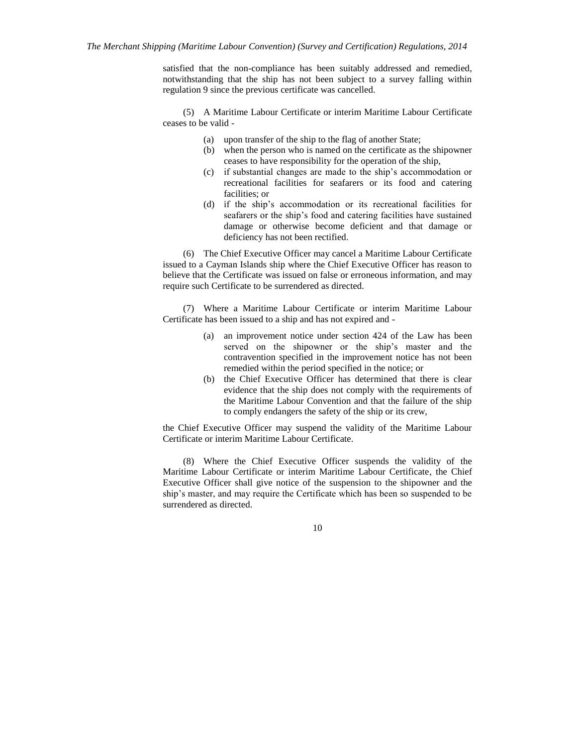satisfied that the non-compliance has been suitably addressed and remedied, notwithstanding that the ship has not been subject to a survey falling within regulation 9 since the previous certificate was cancelled.

(5) A Maritime Labour Certificate or interim Maritime Labour Certificate ceases to be valid -

- (a) upon transfer of the ship to the flag of another State;
- (b) when the person who is named on the certificate as the shipowner ceases to have responsibility for the operation of the ship,
- (c) if substantial changes are made to the ship's accommodation or recreational facilities for seafarers or its food and catering facilities; or
- (d) if the ship's accommodation or its recreational facilities for seafarers or the ship's food and catering facilities have sustained damage or otherwise become deficient and that damage or deficiency has not been rectified.

(6) The Chief Executive Officer may cancel a Maritime Labour Certificate issued to a Cayman Islands ship where the Chief Executive Officer has reason to believe that the Certificate was issued on false or erroneous information, and may require such Certificate to be surrendered as directed.

(7) Where a Maritime Labour Certificate or interim Maritime Labour Certificate has been issued to a ship and has not expired and -

- (a) an improvement notice under section 424 of the Law has been served on the shipowner or the ship's master and the contravention specified in the improvement notice has not been remedied within the period specified in the notice; or
- (b) the Chief Executive Officer has determined that there is clear evidence that the ship does not comply with the requirements of the Maritime Labour Convention and that the failure of the ship to comply endangers the safety of the ship or its crew,

the Chief Executive Officer may suspend the validity of the Maritime Labour Certificate or interim Maritime Labour Certificate.

(8) Where the Chief Executive Officer suspends the validity of the Maritime Labour Certificate or interim Maritime Labour Certificate, the Chief Executive Officer shall give notice of the suspension to the shipowner and the ship's master, and may require the Certificate which has been so suspended to be surrendered as directed.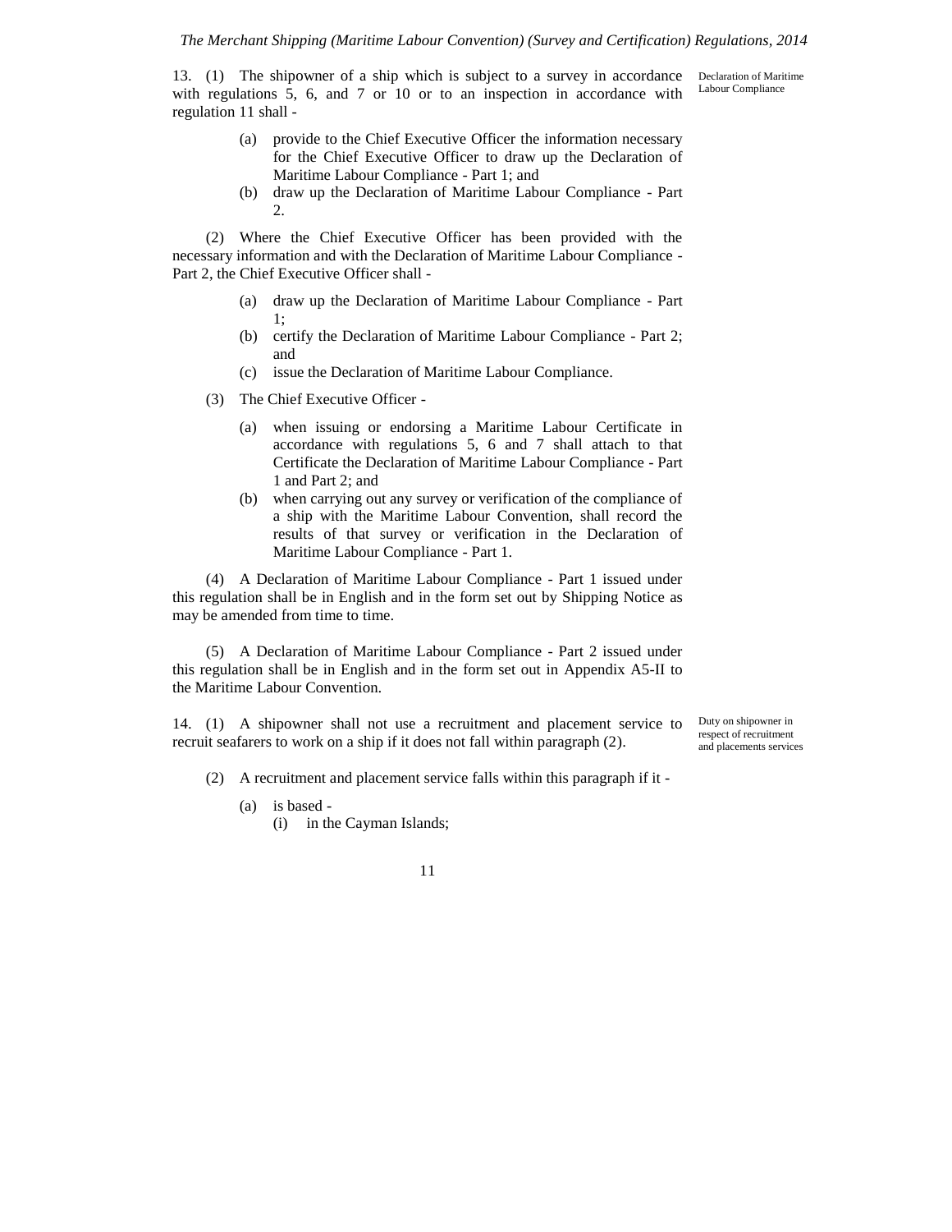13. (1) The shipowner of a ship which is subject to a survey in accordance with regulations 5, 6, and 7 or 10 or to an inspection in accordance with regulation 11 shall -

Declaration of Maritime Labour Compliance

- (a) provide to the Chief Executive Officer the information necessary for the Chief Executive Officer to draw up the Declaration of Maritime Labour Compliance - Part 1; and
- (b) draw up the Declaration of Maritime Labour Compliance - Part 2.

(2) Where the Chief Executive Officer has been provided with the necessary information and with the Declaration of Maritime Labour Compliance - Part 2, the Chief Executive Officer shall -

- (a) draw up the Declaration of Maritime Labour Compliance - Part 1;
- (b) certify the Declaration of Maritime Labour Compliance - Part 2; and
- (c) issue the Declaration of Maritime Labour Compliance.

(3) The Chief Executive Officer -

- (a) when issuing or endorsing a Maritime Labour Certificate in accordance with regulations 5, 6 and 7 shall attach to that Certificate the Declaration of Maritime Labour Compliance - Part 1 and Part 2; and
- (b) when carrying out any survey or verification of the compliance of a ship with the Maritime Labour Convention, shall record the results of that survey or verification in the Declaration of Maritime Labour Compliance - Part 1.

(4) A Declaration of Maritime Labour Compliance - Part 1 issued under this regulation shall be in English and in the form set out by Shipping Notice as may be amended from time to time.

(5) A Declaration of Maritime Labour Compliance - Part 2 issued under this regulation shall be in English and in the form set out in Appendix A5-II to the Maritime Labour Convention.

14. (1) A shipowner shall not use a recruitment and placement service to recruit seafarers to work on a ship if it does not fall within paragraph (2).

Duty on shipowner in respect of recruitment and placements services

(2) A recruitment and placement service falls within this paragraph if it -

- (a) is based -
  - (i) in the Cayman Islands;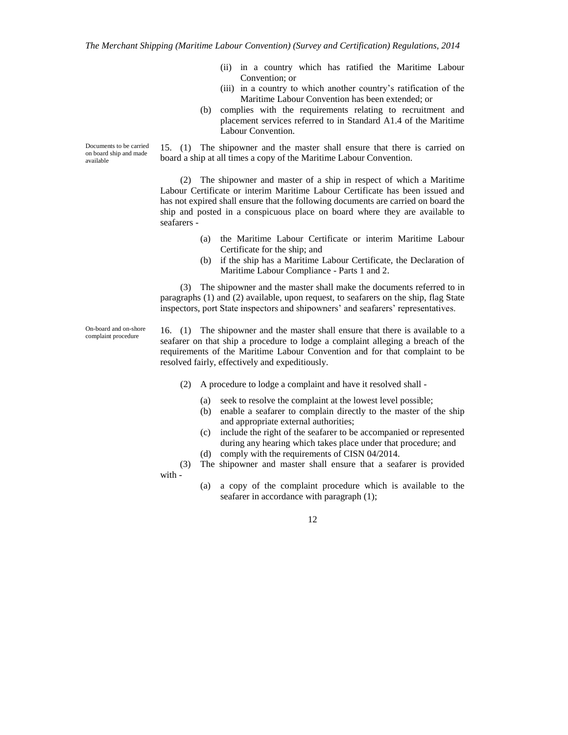(ii) in a country which has ratified the Maritime Labour Convention; or

(iii) in a country to which another country's ratification of the Maritime Labour Convention has been extended; or

(b) complies with the requirements relating to recruitment and placement services referred to in Standard A1.4 of the Maritime Labour Convention.

*Documents to be carried on board ship and made available*

15. (1) The shipowner and the master shall ensure that there is carried on board a ship at all times a copy of the Maritime Labour Convention.

(2) The shipowner and master of a ship in respect of which a Maritime Labour Certificate or interim Maritime Labour Certificate has been issued and has not expired shall ensure that the following documents are carried on board the ship and posted in a conspicuous place on board where they are available to seafarers -

(a) the Maritime Labour Certificate or interim Maritime Labour Certificate for the ship; and

(b) if the ship has a Maritime Labour Certificate, the Declaration of Maritime Labour Compliance - Parts 1 and 2.

(3) The shipowner and the master shall make the documents referred to in paragraphs (1) and (2) available, upon request, to seafarers on the ship, flag State inspectors, port State inspectors and shipowners' and seafarers' representatives.

*On-board and on-shore complaint procedure*

16. (1) The shipowner and the master shall ensure that there is available to a seafarer on that ship a procedure to lodge a complaint alleging a breach of the requirements of the Maritime Labour Convention and for that complaint to be resolved fairly, effectively and expeditiously.

(2) A procedure to lodge a complaint and have it resolved shall -

(a) seek to resolve the complaint at the lowest level possible;

(b) enable a seafarer to complain directly to the master of the ship and appropriate external authorities;

(c) include the right of the seafarer to be accompanied or represented during any hearing which takes place under that procedure; and

(d) comply with the requirements of CISN 04/2014.

(3) The shipowner and master shall ensure that a seafarer is provided with -

(a) a copy of the complaint procedure which is available to the seafarer in accordance with paragraph (1);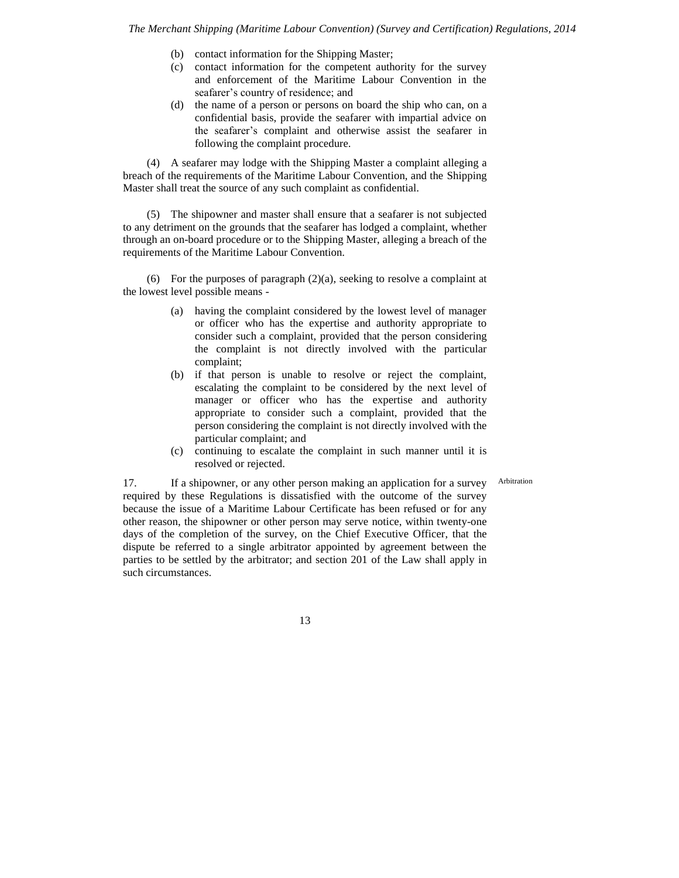(b) contact information for the Shipping Master;

(c) contact information for the competent authority for the survey and enforcement of the Maritime Labour Convention in the seafarer's country of residence; and

(d) the name of a person or persons on board the ship who can, on a confidential basis, provide the seafarer with impartial advice on the seafarer's complaint and otherwise assist the seafarer in following the complaint procedure.

(4) A seafarer may lodge with the Shipping Master a complaint alleging a breach of the requirements of the Maritime Labour Convention, and the Shipping Master shall treat the source of any such complaint as confidential.

(5) The shipowner and master shall ensure that a seafarer is not subjected to any detriment on the grounds that the seafarer has lodged a complaint, whether through an on-board procedure or to the Shipping Master, alleging a breach of the requirements of the Maritime Labour Convention.

(6) For the purposes of paragraph (2)(a), seeking to resolve a complaint at the lowest level possible means -

(a) having the complaint considered by the lowest level of manager or officer who has the expertise and authority appropriate to consider such a complaint, provided that the person considering the complaint is not directly involved with the particular complaint;

(b) if that person is unable to resolve or reject the complaint, escalating the complaint to be considered by the next level of manager or officer who has the expertise and authority appropriate to consider such a complaint, provided that the person considering the complaint is not directly involved with the particular complaint; and

(c) continuing to escalate the complaint in such manner until it is resolved or rejected.

Arbitration

17. If a shipowner, or any other person making an application for a survey required by these Regulations is dissatisfied with the outcome of the survey because the issue of a Maritime Labour Certificate has been refused or for any other reason, the shipowner or other person may serve notice, within twenty-one days of the completion of the survey, on the Chief Executive Officer, that the dispute be referred to a single arbitrator appointed by agreement between the parties to be settled by the arbitrator; and section 201 of the Law shall apply in such circumstances.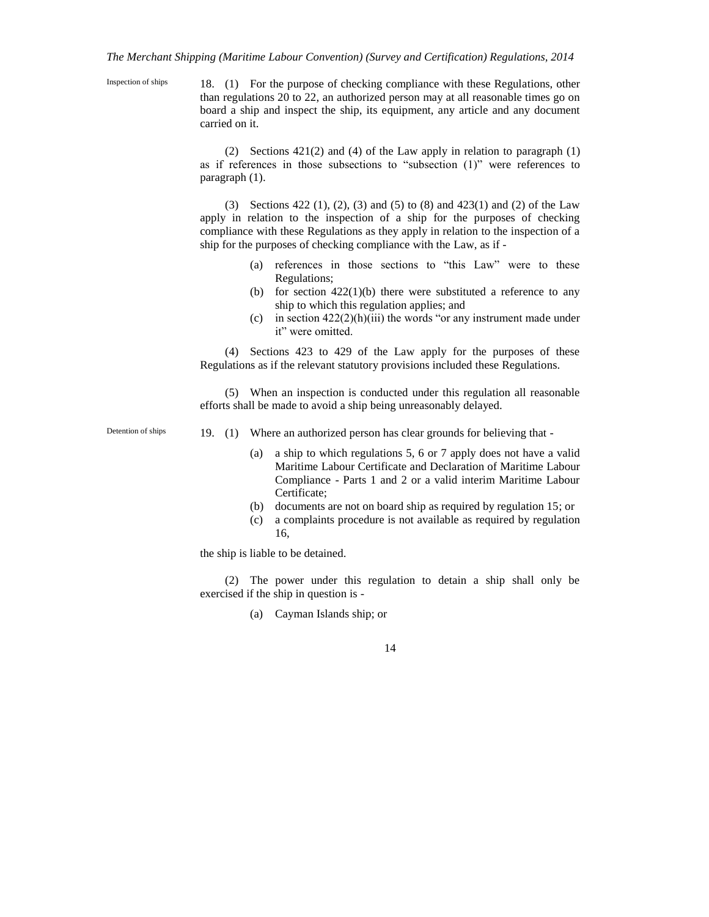Inspection of ships

18. (1) For the purpose of checking compliance with these Regulations, other than regulations 20 to 22, an authorized person may at all reasonable times go on board a ship and inspect the ship, its equipment, any article and any document carried on it.

(2) Sections 421(2) and (4) of the Law apply in relation to paragraph (1) as if references in those subsections to "subsection (1)" were references to paragraph (1).

(3) Sections 422 (1), (2), (3) and (5) to (8) and 423(1) and (2) of the Law apply in relation to the inspection of a ship for the purposes of checking compliance with these Regulations as they apply in relation to the inspection of a ship for the purposes of checking compliance with the Law, as if -

(a) references in those sections to "this Law" were to these Regulations;
(b) for section 422(1)(b) there were substituted a reference to any ship to which this regulation applies; and
(c) in section 422(2)(h)(iii) the words "or any instrument made under it" were omitted.

(4) Sections 423 to 429 of the Law apply for the purposes of these Regulations as if the relevant statutory provisions included these Regulations.

(5) When an inspection is conducted under this regulation all reasonable efforts shall be made to avoid a ship being unreasonably delayed.

Detention of ships

19. (1) Where an authorized person has clear grounds for believing that -

(a) a ship to which regulations 5, 6 or 7 apply does not have a valid Maritime Labour Certificate and Declaration of Maritime Labour Compliance - Parts 1 and 2 or a valid interim Maritime Labour Certificate;
(b) documents are not on board ship as required by regulation 15; or
(c) a complaints procedure is not available as required by regulation 16,

the ship is liable to be detained.

(2) The power under this regulation to detain a ship shall only be exercised if the ship in question is -

(a) Cayman Islands ship; or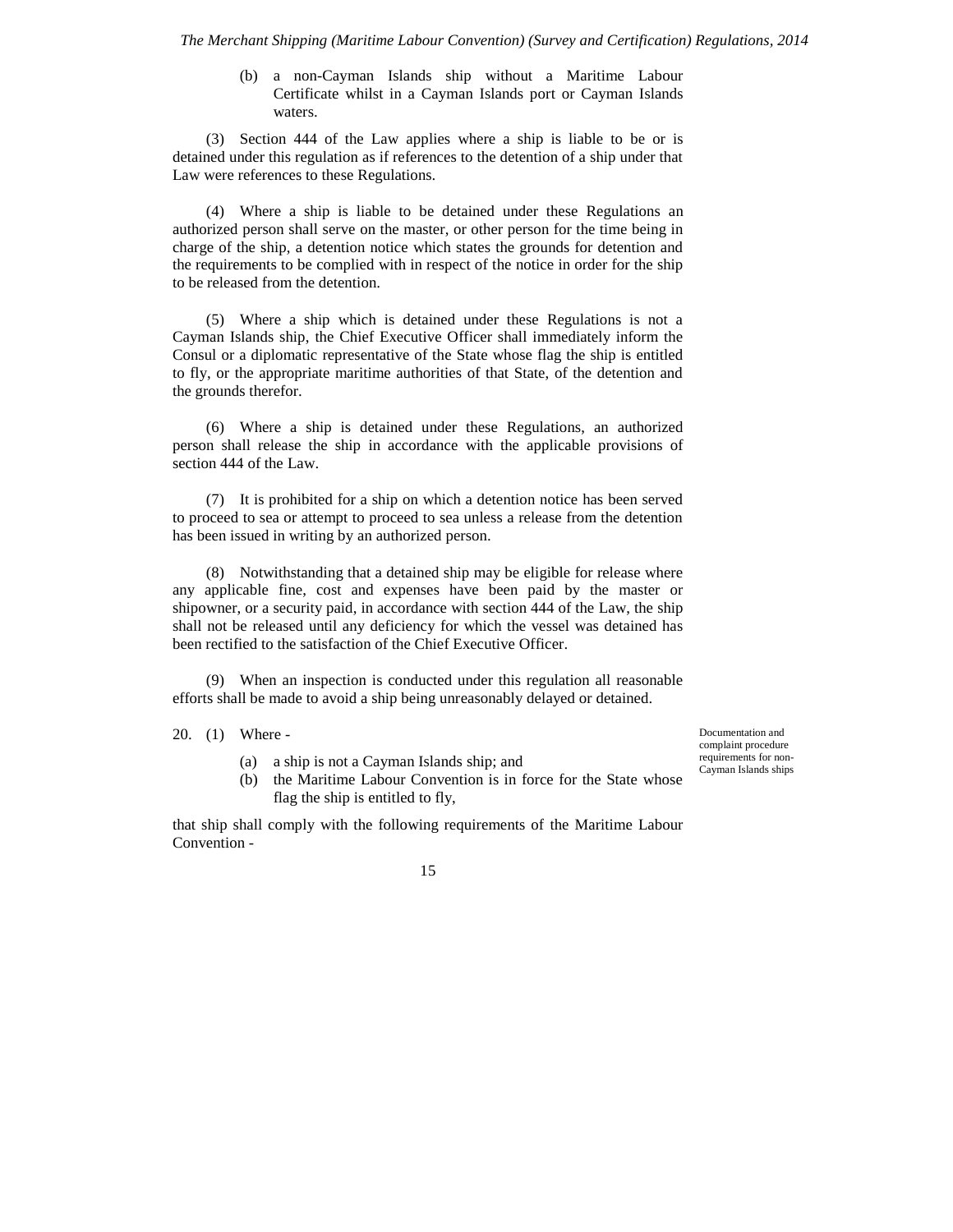(b) a non-Cayman Islands ship without a Maritime Labour Certificate whilst in a Cayman Islands port or Cayman Islands waters.

(3) Section 444 of the Law applies where a ship is liable to be or is detained under this regulation as if references to the detention of a ship under that Law were references to these Regulations.

(4) Where a ship is liable to be detained under these Regulations an authorized person shall serve on the master, or other person for the time being in charge of the ship, a detention notice which states the grounds for detention and the requirements to be complied with in respect of the notice in order for the ship to be released from the detention.

(5) Where a ship which is detained under these Regulations is not a Cayman Islands ship, the Chief Executive Officer shall immediately inform the Consul or a diplomatic representative of the State whose flag the ship is entitled to fly, or the appropriate maritime authorities of that State, of the detention and the grounds therefor.

(6) Where a ship is detained under these Regulations, an authorized person shall release the ship in accordance with the applicable provisions of section 444 of the Law.

(7) It is prohibited for a ship on which a detention notice has been served to proceed to sea or attempt to proceed to sea unless a release from the detention has been issued in writing by an authorized person.

(8) Notwithstanding that a detained ship may be eligible for release where any applicable fine, cost and expenses have been paid by the master or shipowner, or a security paid, in accordance with section 444 of the Law, the ship shall not be released until any deficiency for which the vessel was detained has been rectified to the satisfaction of the Chief Executive Officer.

(9) When an inspection is conducted under this regulation all reasonable efforts shall be made to avoid a ship being unreasonably delayed or detained.

Documentation and complaint procedure requirements for non-Cayman Islands ships

20. (1) Where -

(a) a ship is not a Cayman Islands ship; and
(b) the Maritime Labour Convention is in force for the State whose flag the ship is entitled to fly,

that ship shall comply with the following requirements of the Maritime Labour Convention -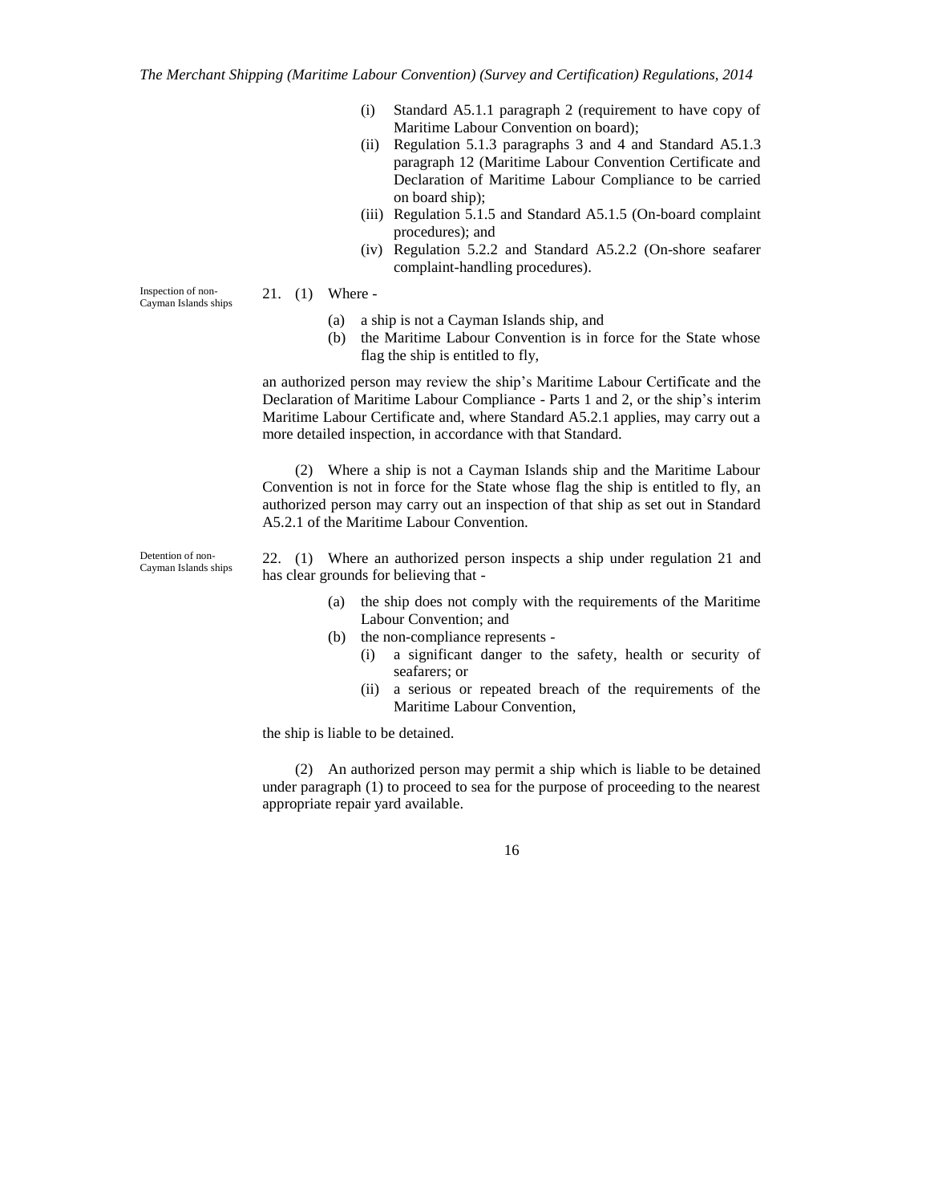(i) Standard A5.1.1 paragraph 2 (requirement to have copy of Maritime Labour Convention on board);

(ii) Regulation 5.1.3 paragraphs 3 and 4 and Standard A5.1.3 paragraph 12 (Maritime Labour Convention Certificate and Declaration of Maritime Labour Compliance to be carried on board ship);

(iii) Regulation 5.1.5 and Standard A5.1.5 (On-board complaint procedures); and

(iv) Regulation 5.2.2 and Standard A5.2.2 (On-shore seafarer complaint-handling procedures).

Inspection of non-Cayman Islands ships

21. (1) Where -

(a) a ship is not a Cayman Islands ship, and

(b) the Maritime Labour Convention is in force for the State whose flag the ship is entitled to fly,

an authorized person may review the ship's Maritime Labour Certificate and the Declaration of Maritime Labour Compliance - Parts 1 and 2, or the ship's interim Maritime Labour Certificate and, where Standard A5.2.1 applies, may carry out a more detailed inspection, in accordance with that Standard.

(2) Where a ship is not a Cayman Islands ship and the Maritime Labour Convention is not in force for the State whose flag the ship is entitled to fly, an authorized person may carry out an inspection of that ship as set out in Standard A5.2.1 of the Maritime Labour Convention.

Detention of non-Cayman Islands ships

22. (1) Where an authorized person inspects a ship under regulation 21 and has clear grounds for believing that -

(a) the ship does not comply with the requirements of the Maritime Labour Convention; and

(b) the non-compliance represents -

(i) a significant danger to the safety, health or security of seafarers; or

(ii) a serious or repeated breach of the requirements of the Maritime Labour Convention,

the ship is liable to be detained.

(2) An authorized person may permit a ship which is liable to be detained under paragraph (1) to proceed to sea for the purpose of proceeding to the nearest appropriate repair yard available.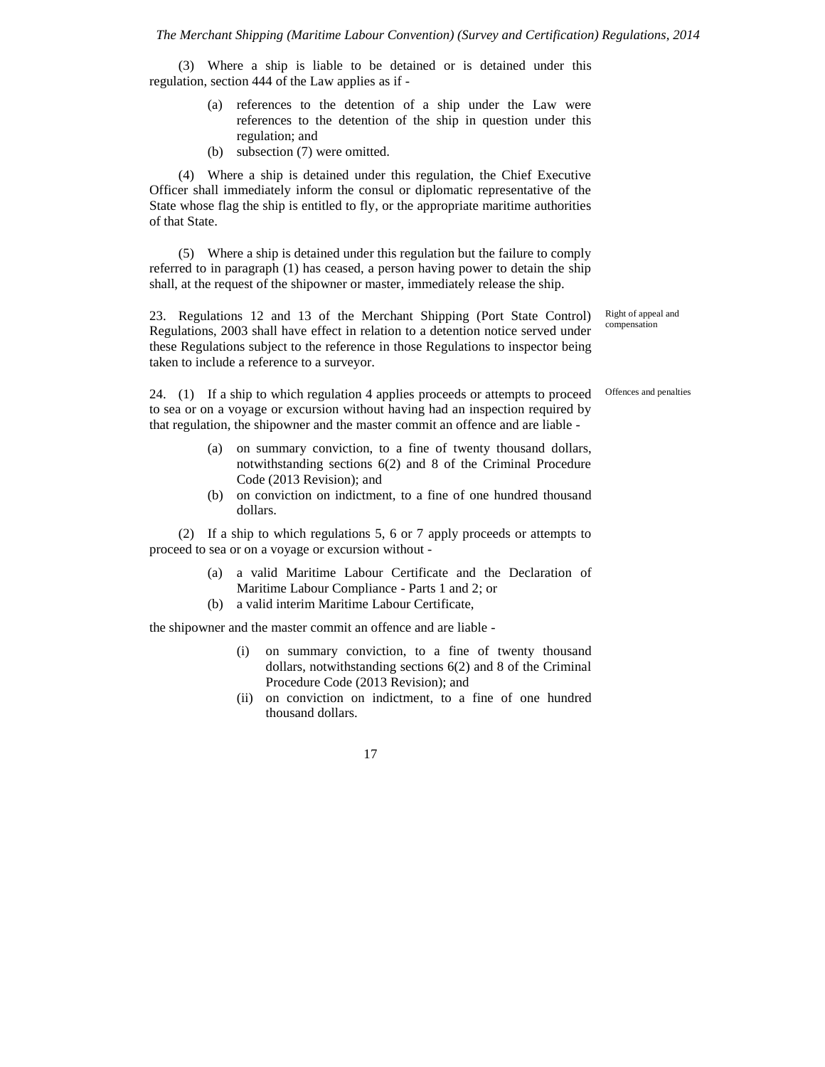(3) Where a ship is liable to be detained or is detained under this regulation, section 444 of the Law applies as if -

- (a) references to the detention of a ship under the Law were references to the detention of the ship in question under this regulation; and
- (b) subsection (7) were omitted.

(4) Where a ship is detained under this regulation, the Chief Executive Officer shall immediately inform the consul or diplomatic representative of the State whose flag the ship is entitled to fly, or the appropriate maritime authorities of that State.

(5) Where a ship is detained under this regulation but the failure to comply referred to in paragraph (1) has ceased, a person having power to detain the ship shall, at the request of the shipowner or master, immediately release the ship.

*Right of appeal and compensation*

23. Regulations 12 and 13 of the Merchant Shipping (Port State Control) Regulations, 2003 shall have effect in relation to a detention notice served under these Regulations subject to the reference in those Regulations to inspector being taken to include a reference to a surveyor.

*Offences and penalties*

24. (1) If a ship to which regulation 4 applies proceeds or attempts to proceed to sea or on a voyage or excursion without having had an inspection required by that regulation, the shipowner and the master commit an offence and are liable -

- (a) on summary conviction, to a fine of twenty thousand dollars, notwithstanding sections 6(2) and 8 of the Criminal Procedure Code (2013 Revision); and
- (b) on conviction on indictment, to a fine of one hundred thousand dollars.

(2) If a ship to which regulations 5, 6 or 7 apply proceeds or attempts to proceed to sea or on a voyage or excursion without -

- (a) a valid Maritime Labour Certificate and the Declaration of Maritime Labour Compliance - Parts 1 and 2; or
- (b) a valid interim Maritime Labour Certificate,

the shipowner and the master commit an offence and are liable -

- (i) on summary conviction, to a fine of twenty thousand dollars, notwithstanding sections 6(2) and 8 of the Criminal Procedure Code (2013 Revision); and
- (ii) on conviction on indictment, to a fine of one hundred thousand dollars.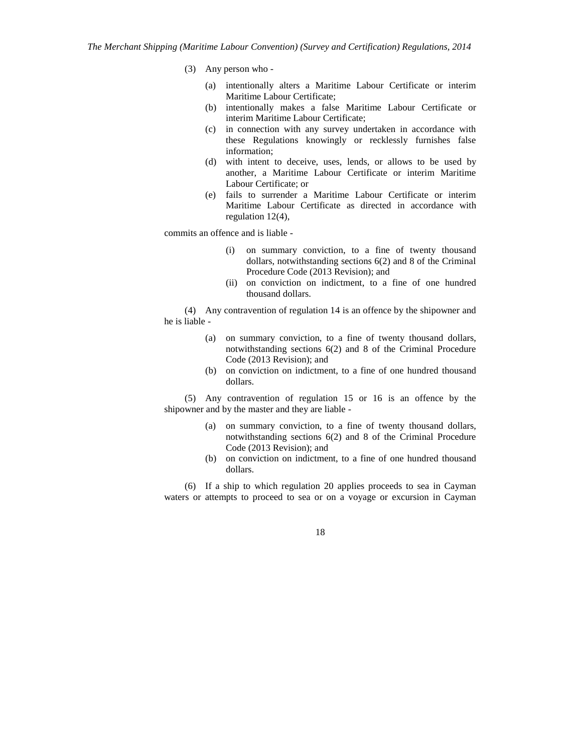(3) Any person who -

(a) intentionally alters a Maritime Labour Certificate or interim Maritime Labour Certificate;

(b) intentionally makes a false Maritime Labour Certificate or interim Maritime Labour Certificate;

(c) in connection with any survey undertaken in accordance with these Regulations knowingly or recklessly furnishes false information;

(d) with intent to deceive, uses, lends, or allows to be used by another, a Maritime Labour Certificate or interim Maritime Labour Certificate; or

(e) fails to surrender a Maritime Labour Certificate or interim Maritime Labour Certificate as directed in accordance with regulation 12(4),

commits an offence and is liable -

(i) on summary conviction, to a fine of twenty thousand dollars, notwithstanding sections 6(2) and 8 of the Criminal Procedure Code (2013 Revision); and

(ii) on conviction on indictment, to a fine of one hundred thousand dollars.

(4) Any contravention of regulation 14 is an offence by the shipowner and he is liable -

(a) on summary conviction, to a fine of twenty thousand dollars, notwithstanding sections 6(2) and 8 of the Criminal Procedure Code (2013 Revision); and

(b) on conviction on indictment, to a fine of one hundred thousand dollars.

(5) Any contravention of regulation 15 or 16 is an offence by the shipowner and by the master and they are liable -

(a) on summary conviction, to a fine of twenty thousand dollars, notwithstanding sections 6(2) and 8 of the Criminal Procedure Code (2013 Revision); and

(b) on conviction on indictment, to a fine of one hundred thousand dollars.

(6) If a ship to which regulation 20 applies proceeds to sea in Cayman waters or attempts to proceed to sea or on a voyage or excursion in Cayman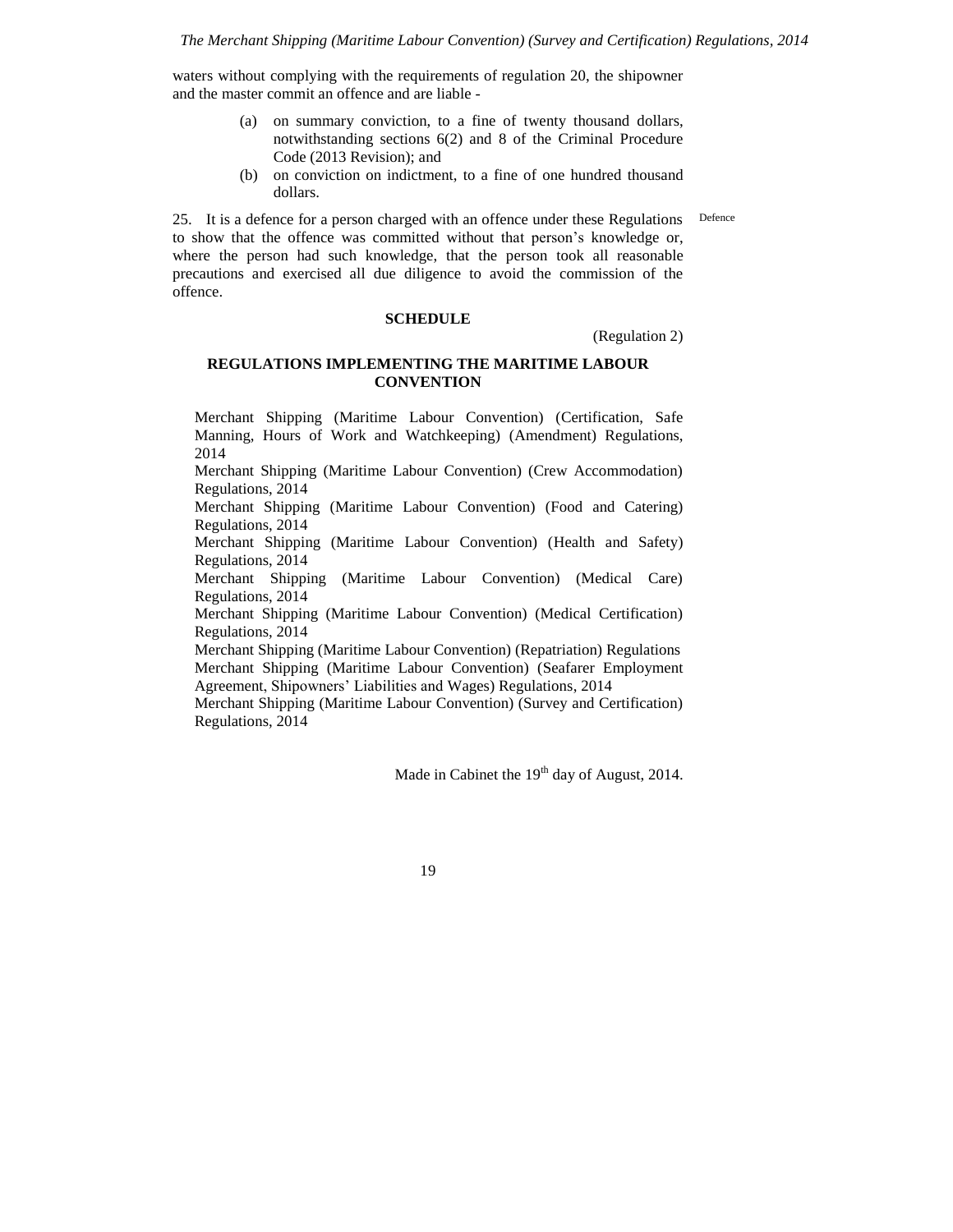waters without complying with the requirements of regulation 20, the shipowner and the master commit an offence and are liable -

(a) on summary conviction, to a fine of twenty thousand dollars, notwithstanding sections 6(2) and 8 of the Criminal Procedure Code (2013 Revision); and

(b) on conviction on indictment, to a fine of one hundred thousand dollars.

Defence

25. It is a defence for a person charged with an offence under these Regulations to show that the offence was committed without that person's knowledge or, where the person had such knowledge, that the person took all reasonable precautions and exercised all due diligence to avoid the commission of the offence.

## SCHEDULE

(Regulation 2)

### REGULATIONS IMPLEMENTING THE MARITIME LABOUR CONVENTION

Merchant Shipping (Maritime Labour Convention) (Certification, Safe Manning, Hours of Work and Watchkeeping) (Amendment) Regulations, 2014

Merchant Shipping (Maritime Labour Convention) (Crew Accommodation) Regulations, 2014

Merchant Shipping (Maritime Labour Convention) (Food and Catering) Regulations, 2014

Merchant Shipping (Maritime Labour Convention) (Health and Safety) Regulations, 2014

Merchant Shipping (Maritime Labour Convention) (Medical Care) Regulations, 2014

Merchant Shipping (Maritime Labour Convention) (Medical Certification) Regulations, 2014

Merchant Shipping (Maritime Labour Convention) (Repatriation) Regulations

Merchant Shipping (Maritime Labour Convention) (Seafarer Employment Agreement, Shipowners' Liabilities and Wages) Regulations, 2014

Merchant Shipping (Maritime Labour Convention) (Survey and Certification) Regulations, 2014

Made in Cabinet the 19th day of August, 2014.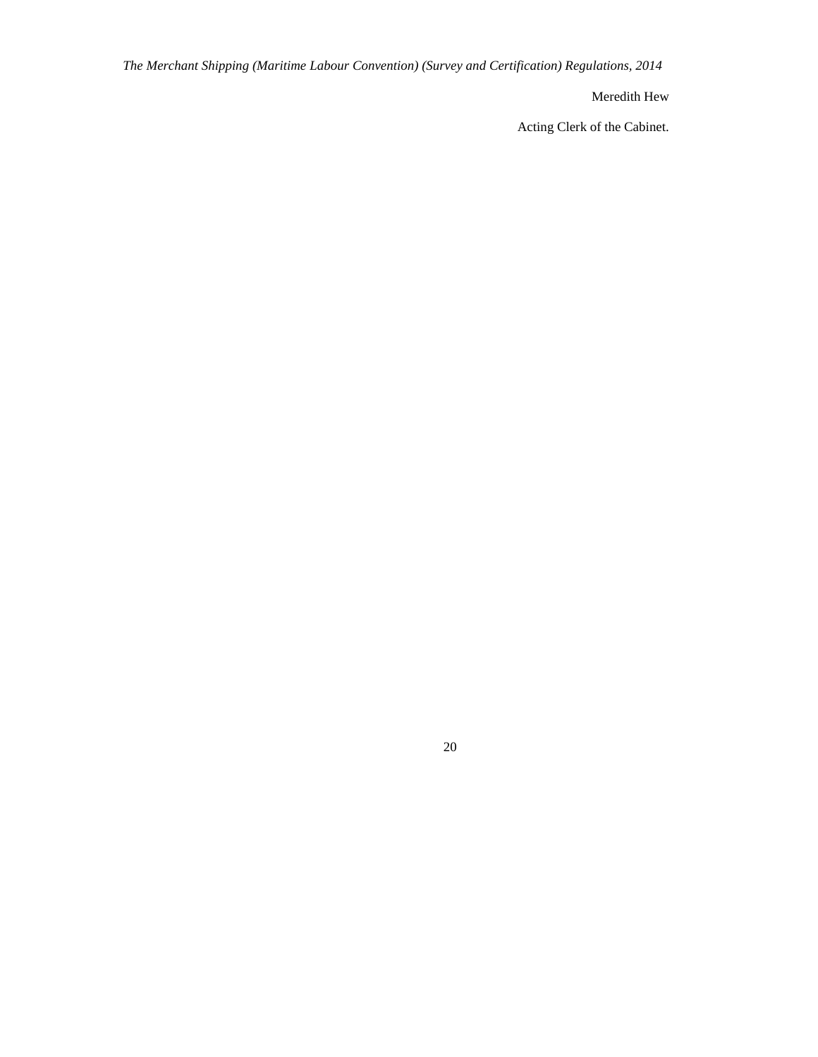Meredith Hew

Acting Clerk of the Cabinet.